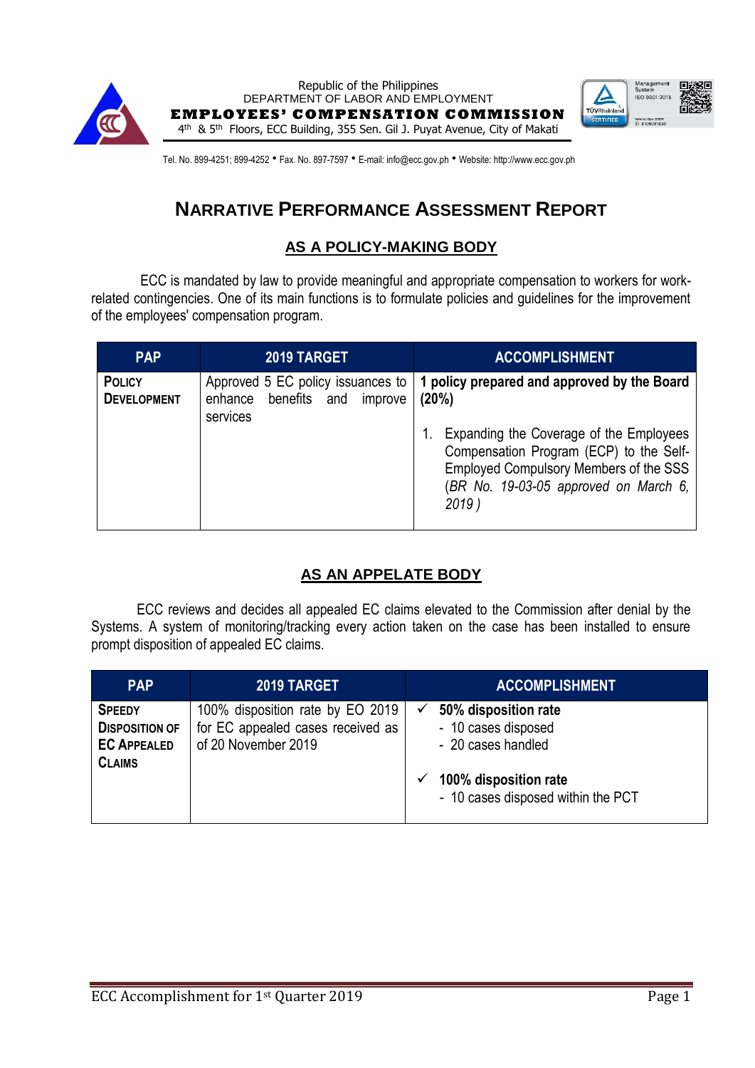Republic of the Philippines
DEPARTMENT OF LABOR AND EMPLOYMENT
**EMPLOYEES' COMPENSATION COMMISSION**
4th & 5th Floors, ECC Building, 355 Sen. Gil J. Puyat Avenue, City of Makati

Tel. No. 899-4251; 899-4252 • Fax. No. 897-7597 • E-mail: info@ecc.gov.ph • Website: http://www.ecc.gov.ph

# NARRATIVE PERFORMANCE ASSESSMENT REPORT

## AS A POLICY-MAKING BODY

ECC is mandated by law to provide meaningful and appropriate compensation to workers for work-related contingencies. One of its main functions is to formulate policies and guidelines for the improvement of the employees' compensation program.

| PAP | 2019 TARGET | ACCOMPLISHMENT |
|---|---|---|
| **POLICY DEVELOPMENT** | Approved 5 EC policy issuances to enhance benefits and improve services | **1 policy prepared and approved by the Board (20%)**<br><br>1. Expanding the Coverage of the Employees Compensation Program (ECP) to the Self-Employed Compulsory Members of the SSS (*BR No. 19-03-05 approved on March 6, 2019* ) |

## AS AN APPELATE BODY

ECC reviews and decides all appealed EC claims elevated to the Commission after denial by the Systems. A system of monitoring/tracking every action taken on the case has been installed to ensure prompt disposition of appealed EC claims.

| PAP | 2019 TARGET | ACCOMPLISHMENT |
|---|---|---|
| **SPEEDY DISPOSITION OF EC APPEALED CLAIMS** | 100% disposition rate by EO 2019 for EC appealed cases received as of 20 November 2019 | ✓ **50% disposition rate**<br>- 10 cases disposed<br>- 20 cases handled<br><br>✓ **100% disposition rate**<br>- 10 cases disposed within the PCT |

ECC Accomplishment for 1st Quarter 2019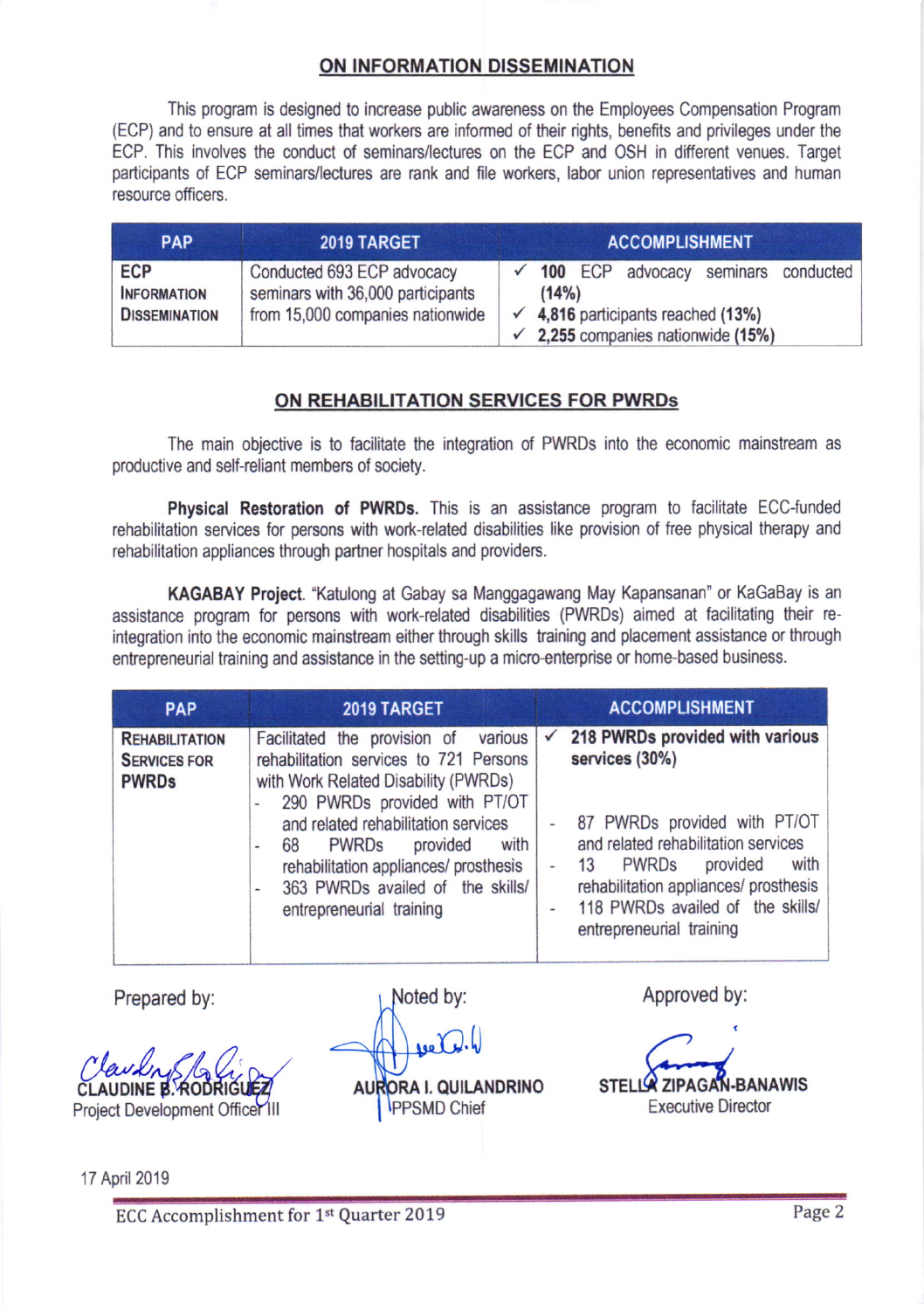## ON INFORMATION DISSEMINATION

This program is designed to increase public awareness on the Employees Compensation Program (ECP) and to ensure at all times that workers are informed of their rights, benefits and privileges under the ECP. This involves the conduct of seminars/lectures on the ECP and OSH in different venues. Target participants of ECP seminars/lectures are rank and file workers, labor union representatives and human resource officers.

| PAP | 2019 TARGET | ACCOMPLISHMENT |
|---|---|---|
| ECP INFORMATION DISSEMINATION | Conducted 693 ECP advocacy seminars with 36,000 participants from 15,000 companies nationwide | ✓ **100** ECP advocacy seminars conducted **(14%)**<br>✓ **4,816** participants reached **(13%)**<br>✓ **2,255** companies nationwide **(15%)** |

## ON REHABILITATION SERVICES FOR PWRDs

The main objective is to facilitate the integration of PWRDs into the economic mainstream as productive and self-reliant members of society.

**Physical Restoration of PWRDs.** This is an assistance program to facilitate ECC-funded rehabilitation services for persons with work-related disabilities like provision of free physical therapy and rehabilitation appliances through partner hospitals and providers.

**KAGABAY Project**. "Katulong at Gabay sa Manggagawang May Kapansanan" or KaGaBay is an assistance program for persons with work-related disabilities (PWRDs) aimed at facilitating their re-integration into the economic mainstream either through skills training and placement assistance or through entrepreneurial training and assistance in the setting-up a micro-enterprise or home-based business.

| PAP | 2019 TARGET | ACCOMPLISHMENT |
|---|---|---|
| REHABILITATION SERVICES FOR PWRDs | Facilitated the provision of various rehabilitation services to 721 Persons with Work Related Disability (PWRDs)<br>- 290 PWRDs provided with PT/OT and related rehabilitation services<br>- 68 PWRDs provided with rehabilitation appliances/ prosthesis<br>- 363 PWRDs availed of the skills/ entrepreneurial training | ✓ **218 PWRDs provided with various services (30%)**<br>- 87 PWRDs provided with PT/OT and related rehabilitation services<br>- 13 PWRDs provided with rehabilitation appliances/ prosthesis<br>- 118 PWRDs availed of the skills/ entrepreneurial training |

Prepared by:

CLAUDINE B. RODRIGUEZ
Project Development Officer III

Noted by:

AURORA I. QUILANDRINO
PPSMD Chief

Approved by:

STELLA ZIPAGAN-BANAWIS
Executive Director

17 April 2019